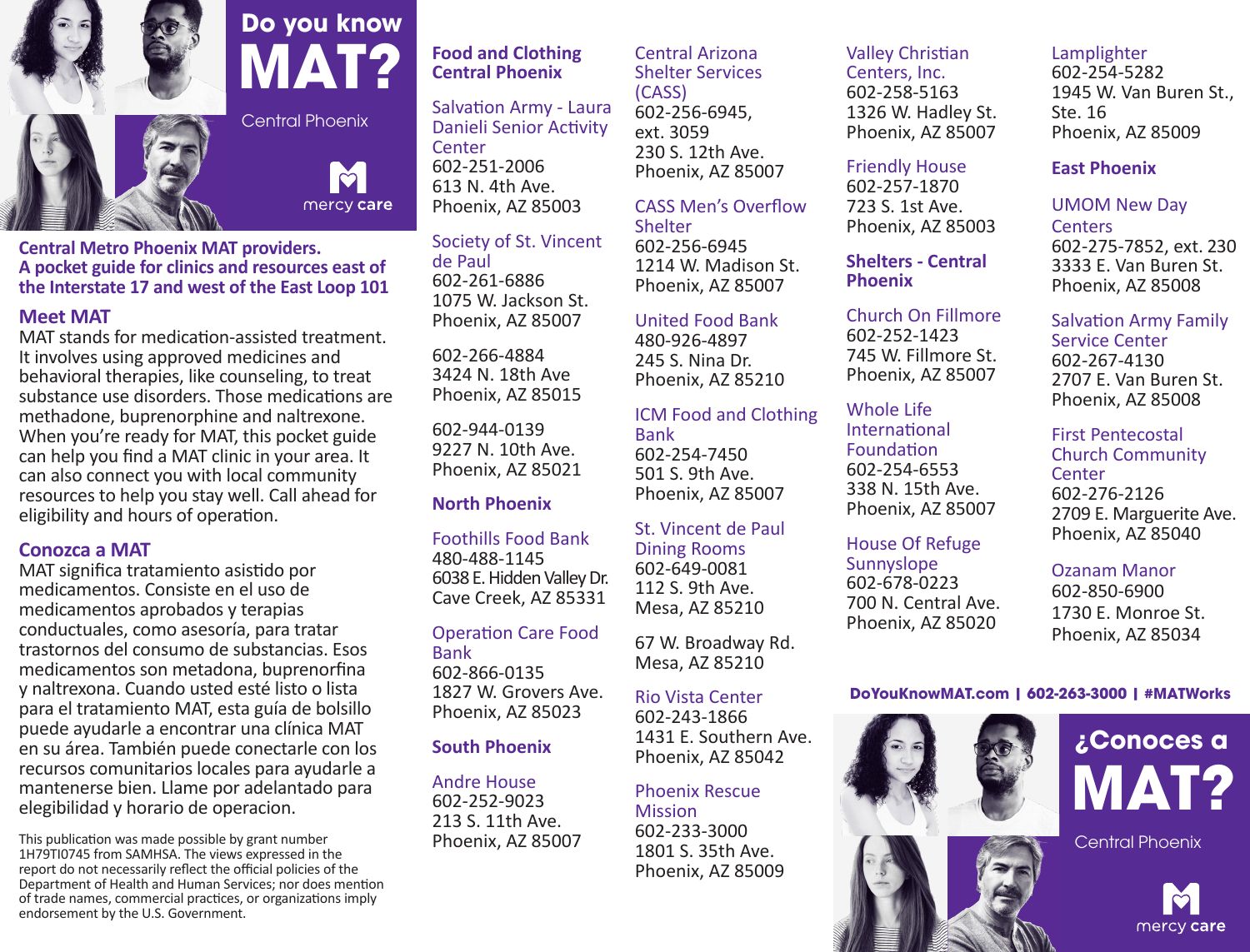# Do you know MAT?

Central Phoenix

mercy care

**Central Metro Phoenix MAT providers. A pocket guide for clinics and resources east of the Interstate 17 and west of the East Loop 101**

## Meet MAT

MAT stands for medication-assisted treatment. It involves using approved medicines and behavioral therapies, like counseling, to treat substance use disorders. Those medications are methadone, buprenorphine and naltrexone. When you're ready for MAT, this pocket guide can help you find a MAT clinic in your area. It can also connect you with local community resources to help you stay well. Call ahead for eligibility and hours of operation.

## Conozca a MAT

MAT significa tratamiento asistido por medicamentos. Consiste en el uso de medicamentos aprobados y terapias conductuales, como asesoría, para tratar trastornos del consumo de substancias. Esos medicamentos son metadona, buprenorfina y naltrexona. Cuando usted esté listo o lista para el tratamiento MAT, esta guía de bolsillo puede ayudarle a encontrar una clínica MAT en su área. También puede conectarle con los recursos comunitarios locales para ayudarle a mantenerse bien. Llame por adelantado para elegibilidad y horario de operacion.

This publication was made possible by grant number 1H79TI0745 from SAMHSA. The views expressed in the report do not necessarily reflect the official policies of the Department of Health and Human Services; nor does mention of trade names, commercial practices, or organizations imply endorsement by the U.S. Government.

## Food and Clothing Central Phoenix

Salvation Army - Laura Danieli Senior Activity Center
602-251-2006
613 N. 4th Ave.
Phoenix, AZ 85003

Society of St. Vincent de Paul
602-261-6886
1075 W. Jackson St.
Phoenix, AZ 85007

602-266-4884
3424 N. 18th Ave
Phoenix, AZ 85015

602-944-0139
9227 N. 10th Ave.
Phoenix, AZ 85021

## North Phoenix

Foothills Food Bank
480-488-1145
6038 E. Hidden Valley Dr.
Cave Creek, AZ 85331

Operation Care Food Bank
602-866-0135
1827 W. Grovers Ave.
Phoenix, AZ 85023

## South Phoenix

Andre House
602-252-9023
213 S. 11th Ave.
Phoenix, AZ 85007

Central Arizona Shelter Services (CASS)
602-256-6945, ext. 3059
230 S. 12th Ave.
Phoenix, AZ 85007

CASS Men's Overflow Shelter
602-256-6945
1214 W. Madison St.
Phoenix, AZ 85007

United Food Bank
480-926-4897
245 S. Nina Dr.
Phoenix, AZ 85210

ICM Food and Clothing Bank
602-254-7450
501 S. 9th Ave.
Phoenix, AZ 85007

St. Vincent de Paul Dining Rooms
602-649-0081
112 S. 9th Ave.
Mesa, AZ 85210

67 W. Broadway Rd.
Mesa, AZ 85210

Rio Vista Center
602-243-1866
1431 E. Southern Ave.
Phoenix, AZ 85042

Phoenix Rescue Mission
602-233-3000
1801 S. 35th Ave.
Phoenix, AZ 85009

Valley Christian Centers, Inc.
602-258-5163
1326 W. Hadley St.
Phoenix, AZ 85007

Friendly House
602-257-1870
723 S. 1st Ave.
Phoenix, AZ 85003

## Shelters - Central Phoenix

Church On Fillmore
602-252-1423
745 W. Fillmore St.
Phoenix, AZ 85007

Whole Life International Foundation
602-254-6553
338 N. 15th Ave.
Phoenix, AZ 85007

House Of Refuge Sunnyslope
602-678-0223
700 N. Central Ave.
Phoenix, AZ 85020

Lamplighter
602-254-5282
1945 W. Van Buren St., Ste. 16
Phoenix, AZ 85009

## East Phoenix

UMOM New Day Centers
602-275-7852, ext. 230
3333 E. Van Buren St.
Phoenix, AZ 85008

Salvation Army Family Service Center
602-267-4130
2707 E. Van Buren St.
Phoenix, AZ 85008

First Pentecostal Church Community Center
602-276-2126
2709 E. Marguerite Ave.
Phoenix, AZ 85040

Ozanam Manor
602-850-6900
1730 E. Monroe St.
Phoenix, AZ 85034

**DoYouKnowMAT.com | 602-263-3000 | #MATWorks**

# ¿Conoces a MAT?

Central Phoenix

mercy care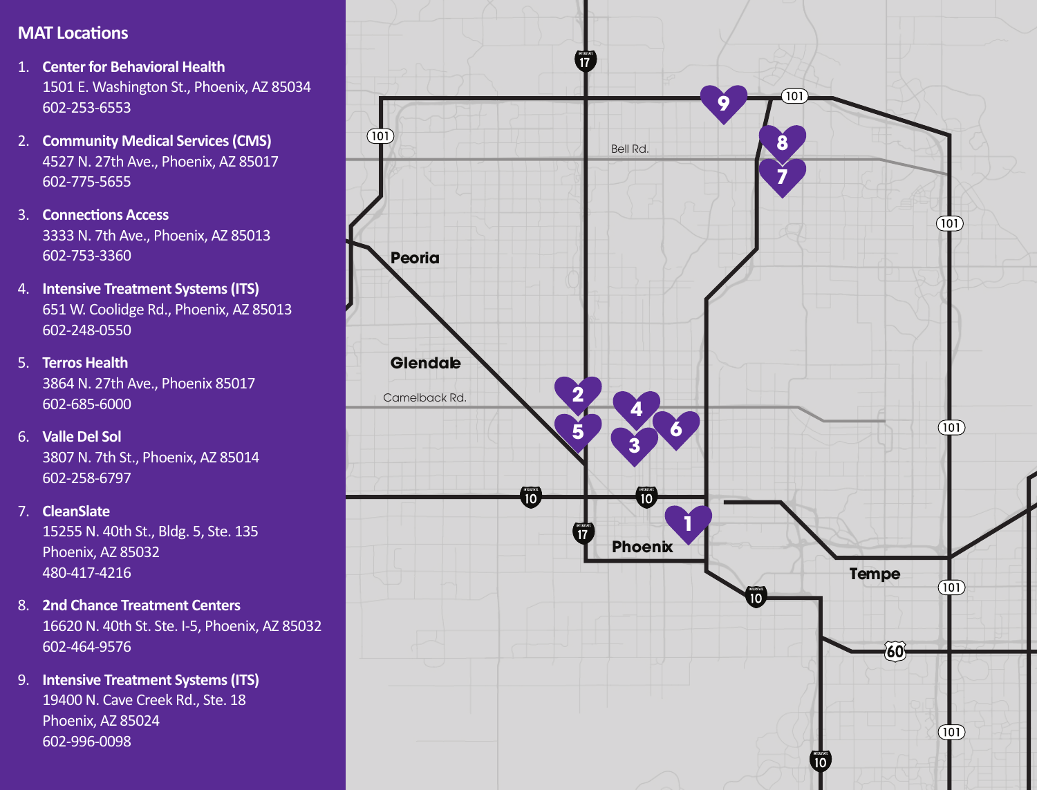## MAT Locations

1. **Center for Behavioral Health**
   1501 E. Washington St., Phoenix, AZ 85034
   602-253-6553

2. **Community Medical Services (CMS)**
   4527 N. 27th Ave., Phoenix, AZ 85017
   602-775-5655

3. **Connections Access**
   3333 N. 7th Ave., Phoenix, AZ 85013
   602-753-3360

4. **Intensive Treatment Systems (ITS)**
   651 W. Coolidge Rd., Phoenix, AZ 85013
   602-248-0550

5. **Terros Health**
   3864 N. 27th Ave., Phoenix 85017
   602-685-6000

6. **Valle Del Sol**
   3807 N. 7th St., Phoenix, AZ 85014
   602-258-6797

7. **CleanSlate**
   15255 N. 40th St., Bldg. 5, Ste. 135
   Phoenix, AZ 85032
   480-417-4216

8. **2nd Chance Treatment Centers**
   16620 N. 40th St. Ste. I-5, Phoenix, AZ 85032
   602-464-9576

9. **Intensive Treatment Systems (ITS)**
   19400 N. Cave Creek Rd., Ste. 18
   Phoenix, AZ 85024
   602-996-0098

17
101
Bell Rd.
Peoria
Glendale
Camelback Rd.
10
Phoenix
Tempe
60